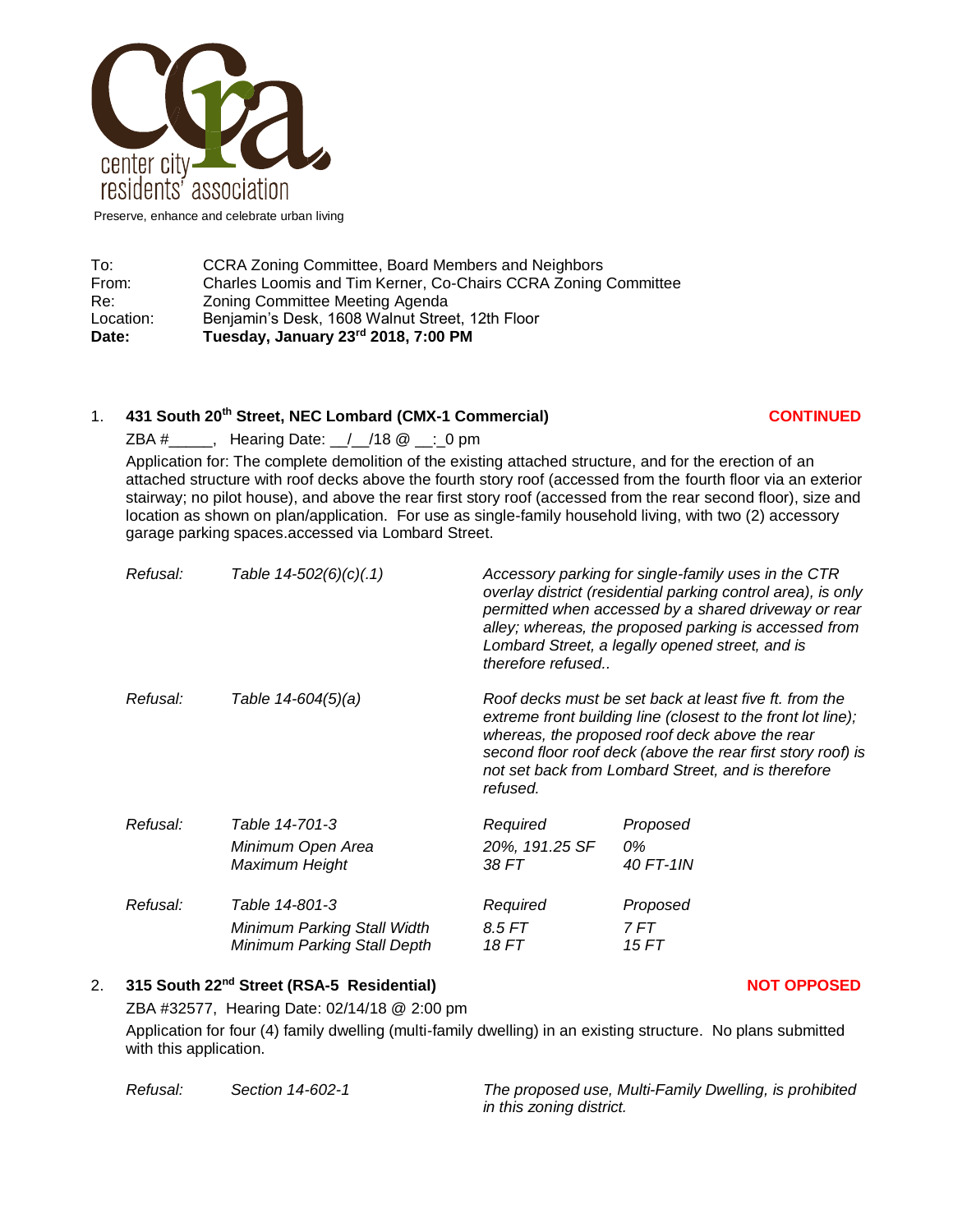center city residents' association

Preserve, enhance and celebrate urban living

| | |
|---|---|
| To: | CCRA Zoning Committee, Board Members and Neighbors |
| From: | Charles Loomis and Tim Kerner, Co-Chairs CCRA Zoning Committee |
| Re: | Zoning Committee Meeting Agenda |
| Location: | Benjamin's Desk, 1608 Walnut Street, 12th Floor |
| **Date:** | **Tuesday, January 23rd 2018, 7:00 PM** |

1. **431 South 20th Street, NEC Lombard (CMX-1 Commercial)** **CONTINUED**

   ZBA #_____, Hearing Date: __/__/18 @ __:_0 pm

   Application for: The complete demolition of the existing attached structure, and for the erection of an attached structure with roof decks above the fourth story roof (accessed from the fourth floor via an exterior stairway; no pilot house), and above the rear first story roof (accessed from the rear second floor), size and location as shown on plan/application. For use as single-family household living, with two (2) accessory garage parking spaces.accessed via Lombard Street.

   *Refusal:* *Table 14-502(6)(c)(.1)* — *Accessory parking for single-family uses in the CTR overlay district (residential parking control area), is only permitted when accessed by a shared driveway or rear alley; whereas, the proposed parking is accessed from Lombard Street, a legally opened street, and is therefore refused..*

   *Refusal:* *Table 14-604(5)(a)* — *Roof decks must be set back at least five ft. from the extreme front building line (closest to the front lot line); whereas, the proposed roof deck above the rear second floor roof deck (above the rear first story roof) is not set back from Lombard Street, and is therefore refused.*

   | *Refusal:* | *Table 14-701-3* | *Required* | *Proposed* |
   |---|---|---|---|
   | | *Minimum Open Area* | *20%, 191.25 SF* | *0%* |
   | | *Maximum Height* | *38 FT* | *40 FT-1IN* |

   | *Refusal:* | *Table 14-801-3* | *Required* | *Proposed* |
   |---|---|---|---|
   | | *Minimum Parking Stall Width* | *8.5 FT* | *7 FT* |
   | | *Minimum Parking Stall Depth* | *18 FT* | *15 FT* |

2. **315 South 22nd Street (RSA-5 Residential)** **NOT OPPOSED**

   ZBA #32577, Hearing Date: 02/14/18 @ 2:00 pm

   Application for four (4) family dwelling (multi-family dwelling) in an existing structure. No plans submitted with this application.

   *Refusal:* *Section 14-602-1* — *The proposed use, Multi-Family Dwelling, is prohibited in this zoning district.*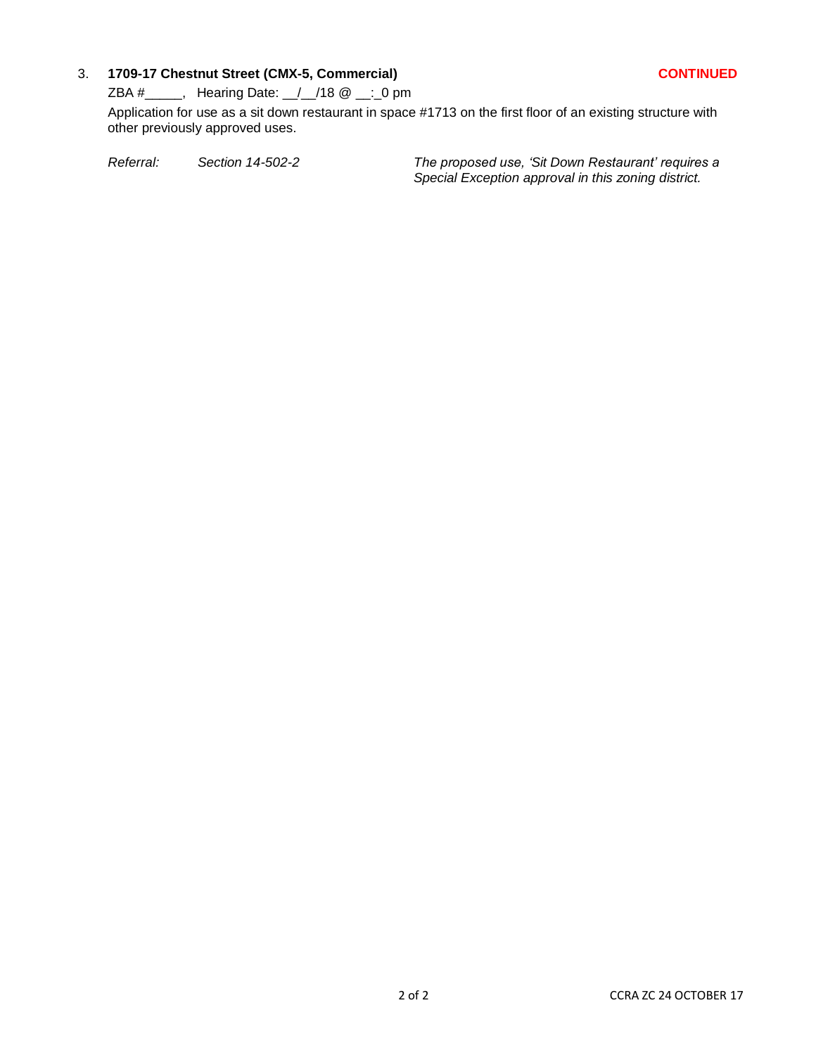3. **1709-17 Chestnut Street (CMX-5, Commercial)** **CONTINUED**

ZBA #_____, Hearing Date: __/__/18 @ __:_0 pm

Application for use as a sit down restaurant in space #1713 on the first floor of an existing structure with other previously approved uses.

| | | |
|---|---|---|
| *Referral:* | *Section 14-502-2* | *The proposed use, 'Sit Down Restaurant' requires a Special Exception approval in this zoning district.* |